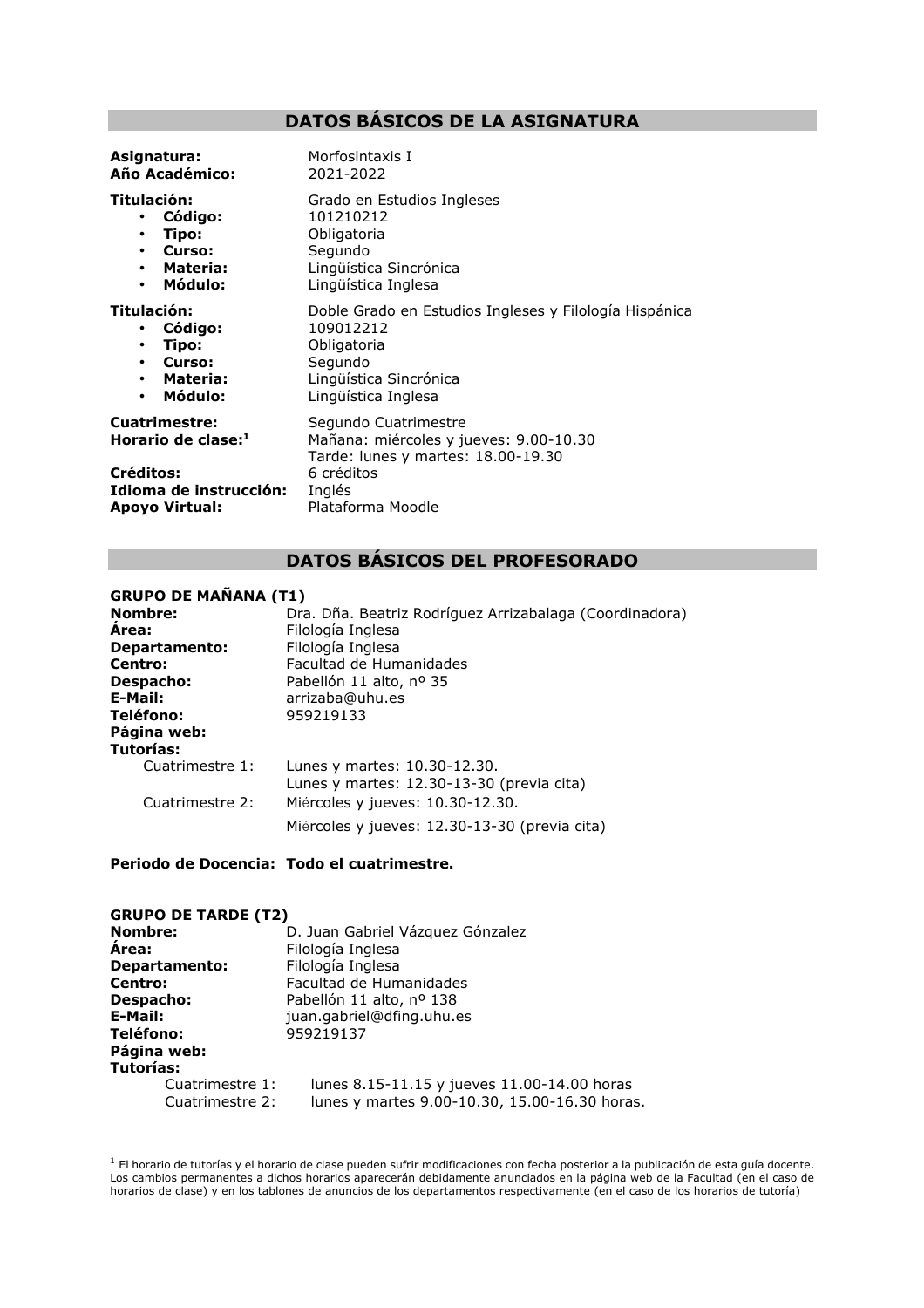## DATOS BÁSICOS DE LA ASIGNATURA

**Asignatura:** Morfosintaxis I
**Año Académico:** 2021-2022

**Titulación:** Grado en Estudios Ingleses

- **Código:** 101210212
- **Tipo:** Obligatoria
- **Curso:** Segundo
- **Materia:** Lingüística Sincrónica
- **Módulo:** Lingüística Inglesa

**Titulación:** Doble Grado en Estudios Ingleses y Filología Hispánica

- **Código:** 109012212
- **Tipo:** Obligatoria
- **Curso:** Segundo
- **Materia:** Lingüística Sincrónica
- **Módulo:** Lingüística Inglesa

**Cuatrimestre:** Segundo Cuatrimestre
**Horario de clase:**[1] Mañana: miércoles y jueves: 9.00-10.30
Tarde: lunes y martes: 18.00-19.30
**Créditos:** 6 créditos
**Idioma de instrucción:** Inglés
**Apoyo Virtual:** Plataforma Moodle

## DATOS BÁSICOS DEL PROFESORADO

**GRUPO DE MAÑANA (T1)**
**Nombre:** Dra. Dña. Beatriz Rodríguez Arrizabalaga (Coordinadora)
**Área:** Filología Inglesa
**Departamento:** Filología Inglesa
**Centro:** Facultad de Humanidades
**Despacho:** Pabellón 11 alto, nº 35
**E-Mail:** arrizaba@uhu.es
**Teléfono:** 959219133
**Página web:**
**Tutorías:**
Cuatrimestre 1: Lunes y martes: 10.30-12.30.
Lunes y martes: 12.30-13-30 (previa cita)
Cuatrimestre 2: Miércoles y jueves: 10.30-12.30.
Miércoles y jueves: 12.30-13-30 (previa cita)

**Periodo de Docencia: Todo el cuatrimestre.**

**GRUPO DE TARDE (T2)**
**Nombre:** D. Juan Gabriel Vázquez Gónzalez
**Área:** Filología Inglesa
**Departamento:** Filología Inglesa
**Centro:** Facultad de Humanidades
**Despacho:** Pabellón 11 alto, nº 138
**E-Mail:** juan.gabriel@dfing.uhu.es
**Teléfono:** 959219137
**Página web:**
**Tutorías:**
Cuatrimestre 1: lunes 8.15-11.15 y jueves 11.00-14.00 horas
Cuatrimestre 2: lunes y martes 9.00-10.30, 15.00-16.30 horas.

---

[1] El horario de tutorías y el horario de clase pueden sufrir modificaciones con fecha posterior a la publicación de esta guía docente. Los cambios permanentes a dichos horarios aparecerán debidamente anunciados en la página web de la Facultad (en el caso de horarios de clase) y en los tablones de anuncios de los departamentos respectivamente (en el caso de los horarios de tutoría)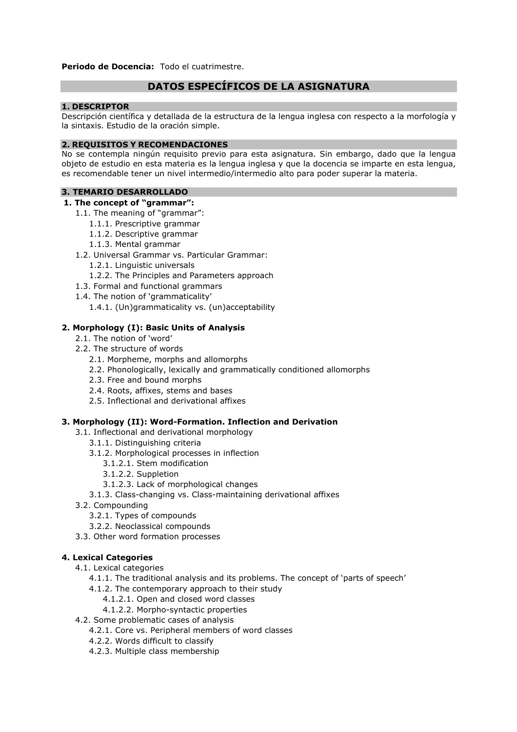**Periodo de Docencia:** Todo el cuatrimestre.

## DATOS ESPECÍFICOS DE LA ASIGNATURA

### 1. DESCRIPTOR

Descripción científica y detallada de la estructura de la lengua inglesa con respecto a la morfología y la sintaxis. Estudio de la oración simple.

### 2. REQUISITOS Y RECOMENDACIONES

No se contempla ningún requisito previo para esta asignatura. Sin embargo, dado que la lengua objeto de estudio en esta materia es la lengua inglesa y que la docencia se imparte en esta lengua, es recomendable tener un nivel intermedio/intermedio alto para poder superar la materia.

### 3. TEMARIO DESARROLLADO

**1. The concept of "grammar":**

- 1.1. The meaning of "grammar":
  - 1.1.1. Prescriptive grammar
  - 1.1.2. Descriptive grammar
  - 1.1.3. Mental grammar
- 1.2. Universal Grammar vs. Particular Grammar:
  - 1.2.1. Linguistic universals
  - 1.2.2. The Principles and Parameters approach
- 1.3. Formal and functional grammars
- 1.4. The notion of 'grammaticality'
  - 1.4.1. (Un)grammaticality vs. (un)acceptability

**2. Morphology (I): Basic Units of Analysis**

- 2.1. The notion of 'word'
- 2.2. The structure of words
  - 2.1. Morpheme, morphs and allomorphs
  - 2.2. Phonologically, lexically and grammatically conditioned allomorphs
  - 2.3. Free and bound morphs
  - 2.4. Roots, affixes, stems and bases
  - 2.5. Inflectional and derivational affixes

**3. Morphology (II): Word-Formation. Inflection and Derivation**

- 3.1. Inflectional and derivational morphology
  - 3.1.1. Distinguishing criteria
  - 3.1.2. Morphological processes in inflection
    - 3.1.2.1. Stem modification
    - 3.1.2.2. Suppletion
    - 3.1.2.3. Lack of morphological changes
  - 3.1.3. Class-changing vs. Class-maintaining derivational affixes
- 3.2. Compounding
  - 3.2.1. Types of compounds
  - 3.2.2. Neoclassical compounds
- 3.3. Other word formation processes

**4. Lexical Categories**

- 4.1. Lexical categories
  - 4.1.1. The traditional analysis and its problems. The concept of 'parts of speech'
  - 4.1.2. The contemporary approach to their study
    - 4.1.2.1. Open and closed word classes
    - 4.1.2.2. Morpho-syntactic properties
- 4.2. Some problematic cases of analysis
  - 4.2.1. Core vs. Peripheral members of word classes
  - 4.2.2. Words difficult to classify
  - 4.2.3. Multiple class membership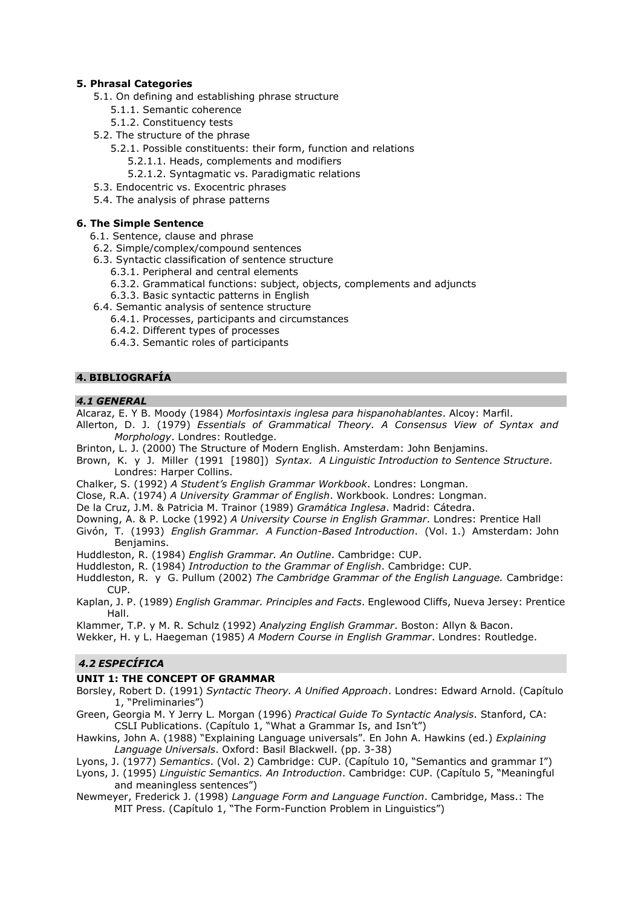**5. Phrasal Categories**

- 5.1. On defining and establishing phrase structure
  - 5.1.1. Semantic coherence
  - 5.1.2. Constituency tests
- 5.2. The structure of the phrase
  - 5.2.1. Possible constituents: their form, function and relations
    - 5.2.1.1. Heads, complements and modifiers
    - 5.2.1.2. Syntagmatic vs. Paradigmatic relations
- 5.3. Endocentric vs. Exocentric phrases
- 5.4. The analysis of phrase patterns

**6. The Simple Sentence**

- 6.1. Sentence, clause and phrase
- 6.2. Simple/complex/compound sentences
- 6.3. Syntactic classification of sentence structure
  - 6.3.1. Peripheral and central elements
  - 6.3.2. Grammatical functions: subject, objects, complements and adjuncts
  - 6.3.3. Basic syntactic patterns in English
- 6.4. Semantic analysis of sentence structure
  - 6.4.1. Processes, participants and circumstances
  - 6.4.2. Different types of processes
  - 6.4.3. Semantic roles of participants

## 4. BIBLIOGRAFÍA

### *4.1 GENERAL*

Alcaraz, E. Y B. Moody (1984) *Morfosintaxis inglesa para hispanohablantes*. Alcoy: Marfil.

Allerton, D. J. (1979) *Essentials of Grammatical Theory. A Consensus View of Syntax and Morphology*. Londres: Routledge.

Brinton, L. J. (2000) The Structure of Modern English. Amsterdam: John Benjamins.

Brown, K. y J. Miller (1991 [1980]) *Syntax. A Linguistic Introduction to Sentence Structure*. Londres: Harper Collins.

Chalker, S. (1992) *A Student's English Grammar Workbook*. Londres: Longman.

Close, R.A. (1974) *A University Grammar of English*. Workbook. Londres: Longman.

De la Cruz, J.M. & Patricia M. Trainor (1989) *Gramática Inglesa*. Madrid: Cátedra.

Downing, A. & P. Locke (1992) *A University Course in English Grammar*. Londres: Prentice Hall

Givón, T. (1993) *English Grammar. A Function-Based Introduction*. (Vol. 1.) Amsterdam: John Benjamins.

Huddleston, R. (1984) *English Grammar. An Outline*. Cambridge: CUP.

Huddleston, R. (1984) *Introduction to the Grammar of English*. Cambridge: CUP.

Huddleston, R. y G. Pullum (2002) *The Cambridge Grammar of the English Language.* Cambridge: CUP.

Kaplan, J. P. (1989) *English Grammar. Principles and Facts*. Englewood Cliffs, Nueva Jersey: Prentice Hall.

Klammer, T.P. y M. R. Schulz (1992) *Analyzing English Grammar*. Boston: Allyn & Bacon.

Wekker, H. y L. Haegeman (1985) *A Modern Course in English Grammar*. Londres: Routledge.

### *4.2 ESPECÍFICA*

**UNIT 1: THE CONCEPT OF GRAMMAR**

Borsley, Robert D. (1991) *Syntactic Theory. A Unified Approach*. Londres: Edward Arnold. (Capítulo 1, "Preliminaries")

Green, Georgia M. Y Jerry L. Morgan (1996) *Practical Guide To Syntactic Analysis*. Stanford, CA: CSLI Publications. (Capítulo 1, "What a Grammar Is, and Isn't")

Hawkins, John A. (1988) "Explaining Language universals". En John A. Hawkins (ed.) *Explaining Language Universals*. Oxford: Basil Blackwell. (pp. 3-38)

Lyons, J. (1977) *Semantics*. (Vol. 2) Cambridge: CUP. (Capítulo 10, "Semantics and grammar I")

Lyons, J. (1995) *Linguistic Semantics. An Introduction*. Cambridge: CUP. (Capítulo 5, "Meaningful and meaningless sentences")

Newmeyer, Frederick J. (1998) *Language Form and Language Function*. Cambridge, Mass.: The MIT Press. (Capítulo 1, "The Form-Function Problem in Linguistics")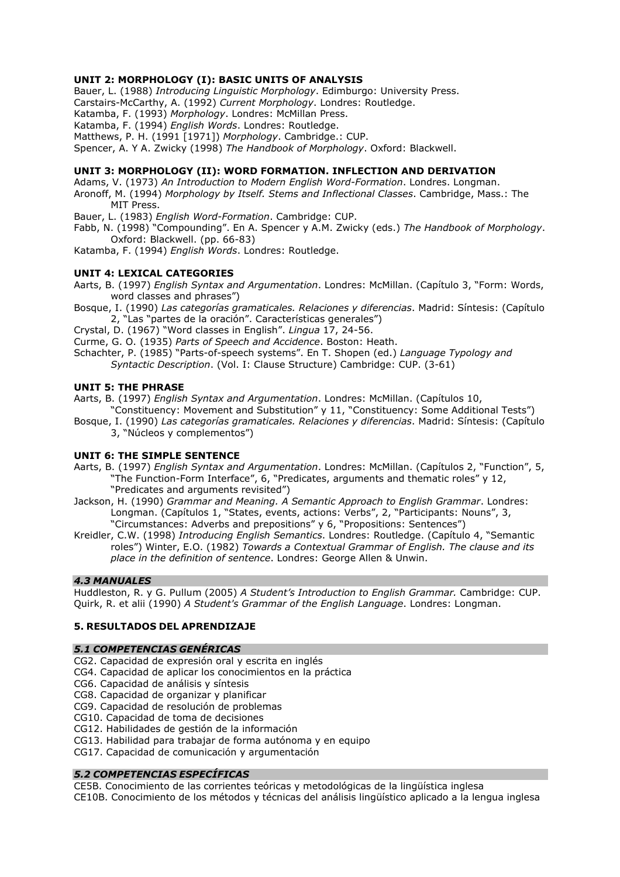**UNIT 2: MORPHOLOGY (I): BASIC UNITS OF ANALYSIS**

Bauer, L. (1988) *Introducing Linguistic Morphology*. Edimburgo: University Press.
Carstairs-McCarthy, A. (1992) *Current Morphology*. Londres: Routledge.
Katamba, F. (1993) *Morphology*. Londres: McMillan Press.
Katamba, F. (1994) *English Words*. Londres: Routledge.
Matthews, P. H. (1991 [1971]) *Morphology*. Cambridge.: CUP.
Spencer, A. Y A. Zwicky (1998) *The Handbook of Morphology*. Oxford: Blackwell.

**UNIT 3: MORPHOLOGY (II): WORD FORMATION. INFLECTION AND DERIVATION**

Adams, V. (1973) *An Introduction to Modern English Word-Formation*. Londres. Longman.
Aronoff, M. (1994) *Morphology by Itself. Stems and Inflectional Classes*. Cambridge, Mass.: The MIT Press.
Bauer, L. (1983) *English Word-Formation*. Cambridge: CUP.
Fabb, N. (1998) "Compounding". En A. Spencer y A.M. Zwicky (eds.) *The Handbook of Morphology*. Oxford: Blackwell. (pp. 66-83)
Katamba, F. (1994) *English Words*. Londres: Routledge.

**UNIT 4: LEXICAL CATEGORIES**

Aarts, B. (1997) *English Syntax and Argumentation*. Londres: McMillan. (Capítulo 3, "Form: Words, word classes and phrases")
Bosque, I. (1990) *Las categorías gramaticales. Relaciones y diferencias*. Madrid: Síntesis: (Capítulo 2, "Las "partes de la oración". Características generales")
Crystal, D. (1967) "Word classes in English". *Lingua* 17, 24-56.
Curme, G. O. (1935) *Parts of Speech and Accidence*. Boston: Heath.
Schachter, P. (1985) "Parts-of-speech systems". En T. Shopen (ed.) *Language Typology and Syntactic Description*. (Vol. I: Clause Structure) Cambridge: CUP. (3-61)

**UNIT 5: THE PHRASE**

Aarts, B. (1997) *English Syntax and Argumentation*. Londres: McMillan. (Capítulos 10, "Constituency: Movement and Substitution" y 11, "Constituency: Some Additional Tests")
Bosque, I. (1990) *Las categorías gramaticales. Relaciones y diferencias*. Madrid: Síntesis: (Capítulo 3, "Núcleos y complementos")

**UNIT 6: THE SIMPLE SENTENCE**

Aarts, B. (1997) *English Syntax and Argumentation*. Londres: McMillan. (Capítulos 2, "Function", 5, "The Function-Form Interface", 6, "Predicates, arguments and thematic roles" y 12, "Predicates and arguments revisited")
Jackson, H. (1990) *Grammar and Meaning. A Semantic Approach to English Grammar*. Londres: Longman. (Capítulos 1, "States, events, actions: Verbs", 2, "Participants: Nouns", 3, "Circumstances: Adverbs and prepositions" y 6, "Propositions: Sentences")
Kreidler, C.W. (1998) *Introducing English Semantics*. Londres: Routledge. (Capítulo 4, "Semantic roles") Winter, E.O. (1982) *Towards a Contextual Grammar of English. The clause and its place in the definition of sentence*. Londres: George Allen & Unwin.

### *4.3 MANUALES*

Huddleston, R. y G. Pullum (2005) *A Student's Introduction to English Grammar.* Cambridge: CUP.
Quirk, R. et alii (1990) *A Student's Grammar of the English Language*. Londres: Longman.

## 5. RESULTADOS DEL APRENDIZAJE

### *5.1 COMPETENCIAS GENÉRICAS*

CG2. Capacidad de expresión oral y escrita en inglés
CG4. Capacidad de aplicar los conocimientos en la práctica
CG6. Capacidad de análisis y síntesis
CG8. Capacidad de organizar y planificar
CG9. Capacidad de resolución de problemas
CG10. Capacidad de toma de decisiones
CG12. Habilidades de gestión de la información
CG13. Habilidad para trabajar de forma autónoma y en equipo
CG17. Capacidad de comunicación y argumentación

### *5.2 COMPETENCIAS ESPECÍFICAS*

CE5B. Conocimiento de las corrientes teóricas y metodológicas de la lingüística inglesa
CE10B. Conocimiento de los métodos y técnicas del análisis lingüístico aplicado a la lengua inglesa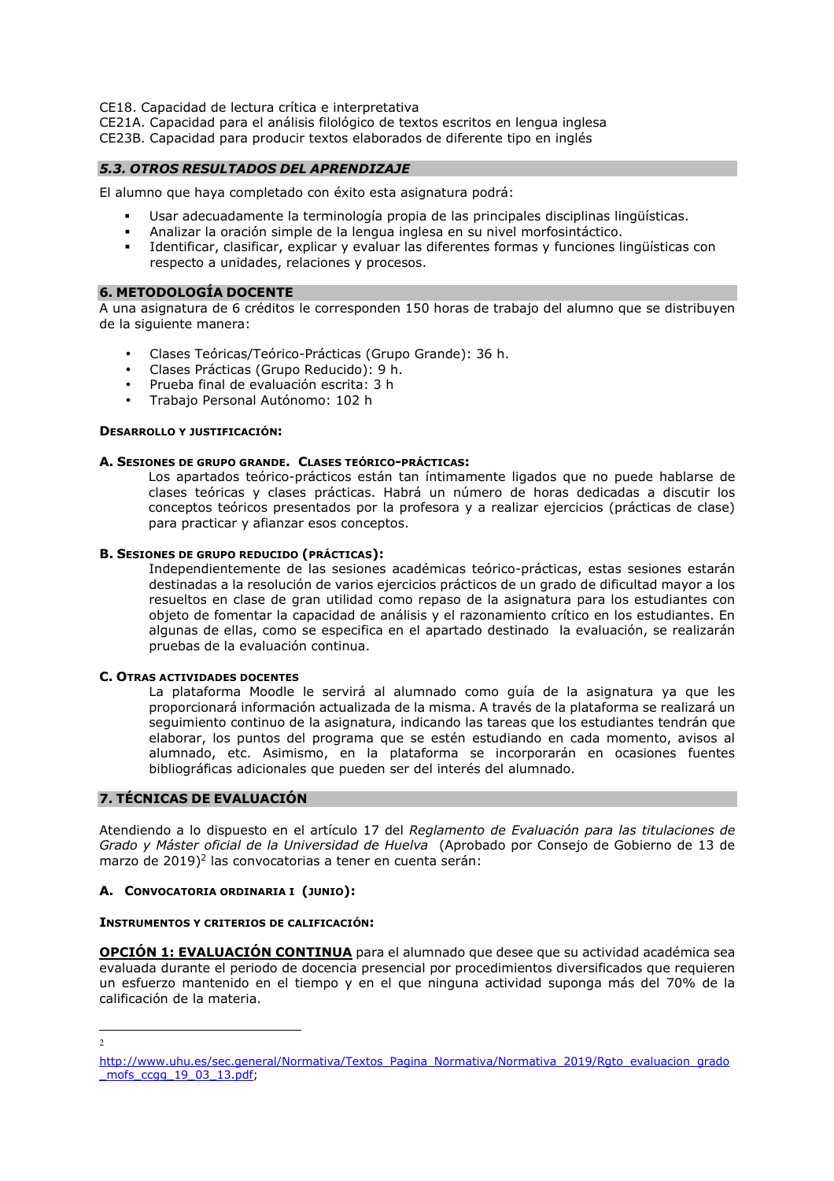CE18. Capacidad de lectura crítica e interpretativa
CE21A. Capacidad para el análisis filológico de textos escritos en lengua inglesa
CE23B. Capacidad para producir textos elaborados de diferente tipo en inglés

### *5.3. OTROS RESULTADOS DEL APRENDIZAJE*

El alumno que haya completado con éxito esta asignatura podrá:

- Usar adecuadamente la terminología propia de las principales disciplinas lingüísticas.
- Analizar la oración simple de la lengua inglesa en su nivel morfosintáctico.
- Identificar, clasificar, explicar y evaluar las diferentes formas y funciones lingüísticas con respecto a unidades, relaciones y procesos.

## 6. METODOLOGÍA DOCENTE

A una asignatura de 6 créditos le corresponden 150 horas de trabajo del alumno que se distribuyen de la siguiente manera:

- Clases Teóricas/Teórico-Prácticas (Grupo Grande): 36 h.
- Clases Prácticas (Grupo Reducido): 9 h.
- Prueba final de evaluación escrita: 3 h
- Trabajo Personal Autónomo: 102 h

**DESARROLLO Y JUSTIFICACIÓN:**

**A. SESIONES DE GRUPO GRANDE. CLASES TEÓRICO-PRÁCTICAS:**

Los apartados teórico-prácticos están tan íntimamente ligados que no puede hablarse de clases teóricas y clases prácticas. Habrá un número de horas dedicadas a discutir los conceptos teóricos presentados por la profesora y a realizar ejercicios (prácticas de clase) para practicar y afianzar esos conceptos.

**B. SESIONES DE GRUPO REDUCIDO (PRÁCTICAS):**

Independientemente de las sesiones académicas teórico-prácticas, estas sesiones estarán destinadas a la resolución de varios ejercicios prácticos de un grado de dificultad mayor a los resueltos en clase de gran utilidad como repaso de la asignatura para los estudiantes con objeto de fomentar la capacidad de análisis y el razonamiento crítico en los estudiantes. En algunas de ellas, como se especifica en el apartado destinado la evaluación, se realizarán pruebas de la evaluación continua.

**C. OTRAS ACTIVIDADES DOCENTES**

La plataforma Moodle le servirá al alumnado como guía de la asignatura ya que les proporcionará información actualizada de la misma. A través de la plataforma se realizará un seguimiento continuo de la asignatura, indicando las tareas que los estudiantes tendrán que elaborar, los puntos del programa que se estén estudiando en cada momento, avisos al alumnado, etc. Asimismo, en la plataforma se incorporarán en ocasiones fuentes bibliográficas adicionales que pueden ser del interés del alumnado.

## 7. TÉCNICAS DE EVALUACIÓN

Atendiendo a lo dispuesto en el artículo 17 del *Reglamento de Evaluación para las titulaciones de Grado y Máster oficial de la Universidad de Huelva* (Aprobado por Consejo de Gobierno de 13 de marzo de 2019)[2] las convocatorias a tener en cuenta serán:

**A. CONVOCATORIA ORDINARIA I (JUNIO):**

**INSTRUMENTOS Y CRITERIOS DE CALIFICACIÓN:**

**OPCIÓN 1: EVALUACIÓN CONTINUA** para el alumnado que desee que su actividad académica sea evaluada durante el periodo de docencia presencial por procedimientos diversificados que requieren un esfuerzo mantenido en el tiempo y en el que ninguna actividad suponga más del 70% de la calificación de la materia.

---

[2] http://www.uhu.es/sec.general/Normativa/Textos_Pagina_Normativa/Normativa_2019/Rgto_evaluacion_grado_mofs_ccgg_19_03_13.pdf;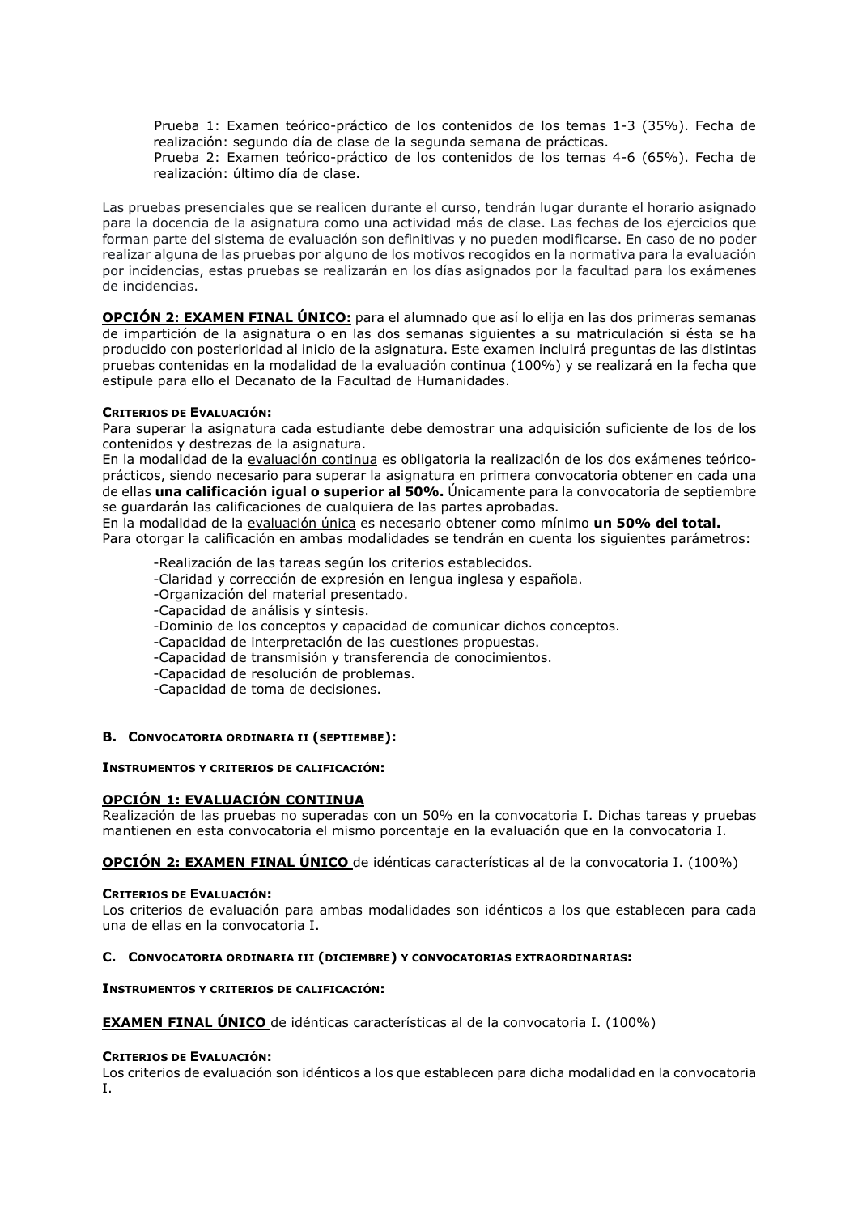Prueba 1: Examen teórico-práctico de los contenidos de los temas 1-3 (35%). Fecha de realización: segundo día de clase de la segunda semana de prácticas.

Prueba 2: Examen teórico-práctico de los contenidos de los temas 4-6 (65%). Fecha de realización: último día de clase.

Las pruebas presenciales que se realicen durante el curso, tendrán lugar durante el horario asignado para la docencia de la asignatura como una actividad más de clase. Las fechas de los ejercicios que forman parte del sistema de evaluación son definitivas y no pueden modificarse. En caso de no poder realizar alguna de las pruebas por alguno de los motivos recogidos en la normativa para la evaluación por incidencias, estas pruebas se realizarán en los días asignados por la facultad para los exámenes de incidencias.

**OPCIÓN 2: EXAMEN FINAL ÚNICO:** para el alumnado que así lo elija en las dos primeras semanas de impartición de la asignatura o en las dos semanas siguientes a su matriculación si ésta se ha producido con posterioridad al inicio de la asignatura. Este examen incluirá preguntas de las distintas pruebas contenidas en la modalidad de la evaluación continua (100%) y se realizará en la fecha que estipule para ello el Decanato de la Facultad de Humanidades.

**CRITERIOS DE EVALUACIÓN:**

Para superar la asignatura cada estudiante debe demostrar una adquisición suficiente de los de los contenidos y destrezas de la asignatura.

En la modalidad de la evaluación continua es obligatoria la realización de los dos exámenes teórico-prácticos, siendo necesario para superar la asignatura en primera convocatoria obtener en cada una de ellas **una calificación igual o superior al 50%.** Únicamente para la convocatoria de septiembre se guardarán las calificaciones de cualquiera de las partes aprobadas.

En la modalidad de la evaluación única es necesario obtener como mínimo **un 50% del total.**

Para otorgar la calificación en ambas modalidades se tendrán en cuenta los siguientes parámetros:

- Realización de las tareas según los criterios establecidos.
- Claridad y corrección de expresión en lengua inglesa y española.
- Organización del material presentado.
- Capacidad de análisis y síntesis.
- Dominio de los conceptos y capacidad de comunicar dichos conceptos.
- Capacidad de interpretación de las cuestiones propuestas.
- Capacidad de transmisión y transferencia de conocimientos.
- Capacidad de resolución de problemas.
- Capacidad de toma de decisiones.

### B. CONVOCATORIA ORDINARIA II (SEPTIEMBE):

**INSTRUMENTOS Y CRITERIOS DE CALIFICACIÓN:**

**OPCIÓN 1: EVALUACIÓN CONTINUA**

Realización de las pruebas no superadas con un 50% en la convocatoria I. Dichas tareas y pruebas mantienen en esta convocatoria el mismo porcentaje en la evaluación que en la convocatoria I.

**OPCIÓN 2: EXAMEN FINAL ÚNICO** de idénticas características al de la convocatoria I. (100%)

**CRITERIOS DE EVALUACIÓN:**

Los criterios de evaluación para ambas modalidades son idénticos a los que establecen para cada una de ellas en la convocatoria I.

### C. CONVOCATORIA ORDINARIA III (DICIEMBRE) Y CONVOCATORIAS EXTRAORDINARIAS:

**INSTRUMENTOS Y CRITERIOS DE CALIFICACIÓN:**

**EXAMEN FINAL ÚNICO** de idénticas características al de la convocatoria I. (100%)

**CRITERIOS DE EVALUACIÓN:**

Los criterios de evaluación son idénticos a los que establecen para dicha modalidad en la convocatoria I.